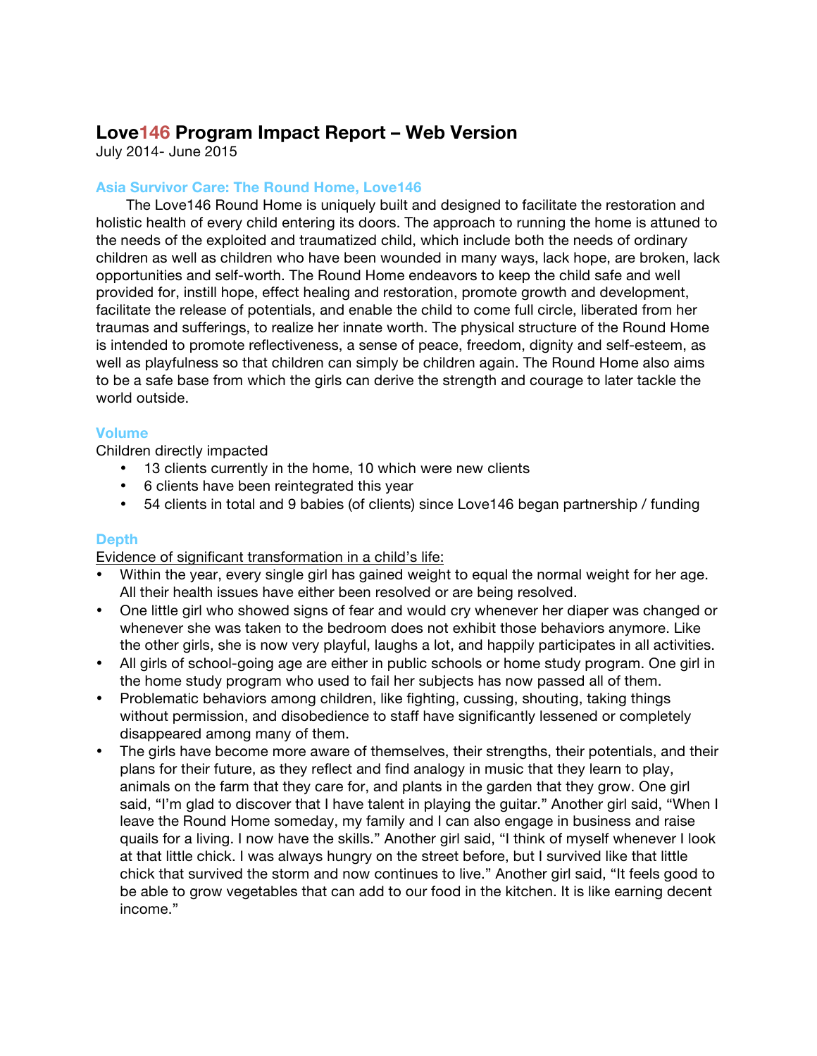# Love146 Program Impact Report – Web Version

July 2014- June 2015

## Asia Survivor Care: The Round Home, Love146

The Love146 Round Home is uniquely built and designed to facilitate the restoration and holistic health of every child entering its doors. The approach to running the home is attuned to the needs of the exploited and traumatized child, which include both the needs of ordinary children as well as children who have been wounded in many ways, lack hope, are broken, lack opportunities and self-worth. The Round Home endeavors to keep the child safe and well provided for, instill hope, effect healing and restoration, promote growth and development, facilitate the release of potentials, and enable the child to come full circle, liberated from her traumas and sufferings, to realize her innate worth. The physical structure of the Round Home is intended to promote reflectiveness, a sense of peace, freedom, dignity and self-esteem, as well as playfulness so that children can simply be children again. The Round Home also aims to be a safe base from which the girls can derive the strength and courage to later tackle the world outside.

## Volume

Children directly impacted

- 13 clients currently in the home, 10 which were new clients
- 6 clients have been reintegrated this year
- 54 clients in total and 9 babies (of clients) since Love146 began partnership / funding

## Depth

Evidence of significant transformation in a child's life:

- Within the year, every single girl has gained weight to equal the normal weight for her age. All their health issues have either been resolved or are being resolved.
- One little girl who showed signs of fear and would cry whenever her diaper was changed or whenever she was taken to the bedroom does not exhibit those behaviors anymore. Like the other girls, she is now very playful, laughs a lot, and happily participates in all activities.
- All girls of school-going age are either in public schools or home study program. One girl in the home study program who used to fail her subjects has now passed all of them.
- Problematic behaviors among children, like fighting, cussing, shouting, taking things without permission, and disobedience to staff have significantly lessened or completely disappeared among many of them.
- The girls have become more aware of themselves, their strengths, their potentials, and their plans for their future, as they reflect and find analogy in music that they learn to play, animals on the farm that they care for, and plants in the garden that they grow. One girl said, "I'm glad to discover that I have talent in playing the guitar." Another girl said, "When I leave the Round Home someday, my family and I can also engage in business and raise quails for a living. I now have the skills." Another girl said, "I think of myself whenever I look at that little chick. I was always hungry on the street before, but I survived like that little chick that survived the storm and now continues to live." Another girl said, "It feels good to be able to grow vegetables that can add to our food in the kitchen. It is like earning decent income."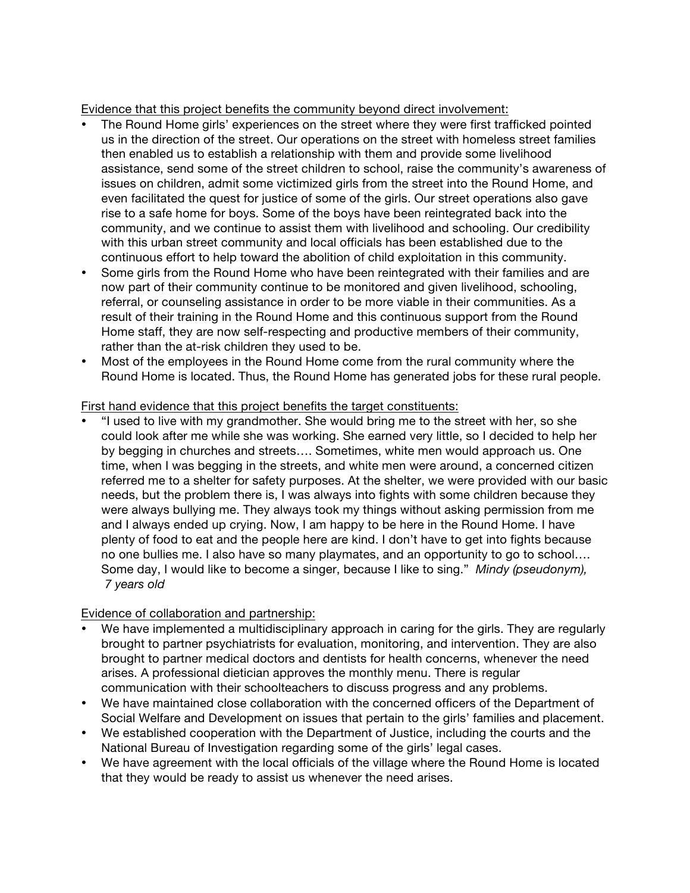<u>Evidence that this project benefits the community beyond direct involvement:</u>

- The Round Home girls' experiences on the street where they were first trafficked pointed us in the direction of the street. Our operations on the street with homeless street families then enabled us to establish a relationship with them and provide some livelihood assistance, send some of the street children to school, raise the community's awareness of issues on children, admit some victimized girls from the street into the Round Home, and even facilitated the quest for justice of some of the girls. Our street operations also gave rise to a safe home for boys. Some of the boys have been reintegrated back into the community, and we continue to assist them with livelihood and schooling. Our credibility with this urban street community and local officials has been established due to the continuous effort to help toward the abolition of child exploitation in this community.
- Some girls from the Round Home who have been reintegrated with their families and are now part of their community continue to be monitored and given livelihood, schooling, referral, or counseling assistance in order to be more viable in their communities. As a result of their training in the Round Home and this continuous support from the Round Home staff, they are now self-respecting and productive members of their community, rather than the at-risk children they used to be.
- Most of the employees in the Round Home come from the rural community where the Round Home is located. Thus, the Round Home has generated jobs for these rural people.

<u>First hand evidence that this project benefits the target constituents:</u>

- "I used to live with my grandmother. She would bring me to the street with her, so she could look after me while she was working. She earned very little, so I decided to help her by begging in churches and streets…. Sometimes, white men would approach us. One time, when I was begging in the streets, and white men were around, a concerned citizen referred me to a shelter for safety purposes. At the shelter, we were provided with our basic needs, but the problem there is, I was always into fights with some children because they were always bullying me. They always took my things without asking permission from me and I always ended up crying. Now, I am happy to be here in the Round Home. I have plenty of food to eat and the people here are kind. I don't have to get into fights because no one bullies me. I also have so many playmates, and an opportunity to go to school…. Some day, I would like to become a singer, because I like to sing." *Mindy (pseudonym), 7 years old*

<u>Evidence of collaboration and partnership:</u>

- We have implemented a multidisciplinary approach in caring for the girls. They are regularly brought to partner psychiatrists for evaluation, monitoring, and intervention. They are also brought to partner medical doctors and dentists for health concerns, whenever the need arises. A professional dietician approves the monthly menu. There is regular communication with their schoolteachers to discuss progress and any problems.
- We have maintained close collaboration with the concerned officers of the Department of Social Welfare and Development on issues that pertain to the girls' families and placement.
- We established cooperation with the Department of Justice, including the courts and the National Bureau of Investigation regarding some of the girls' legal cases.
- We have agreement with the local officials of the village where the Round Home is located that they would be ready to assist us whenever the need arises.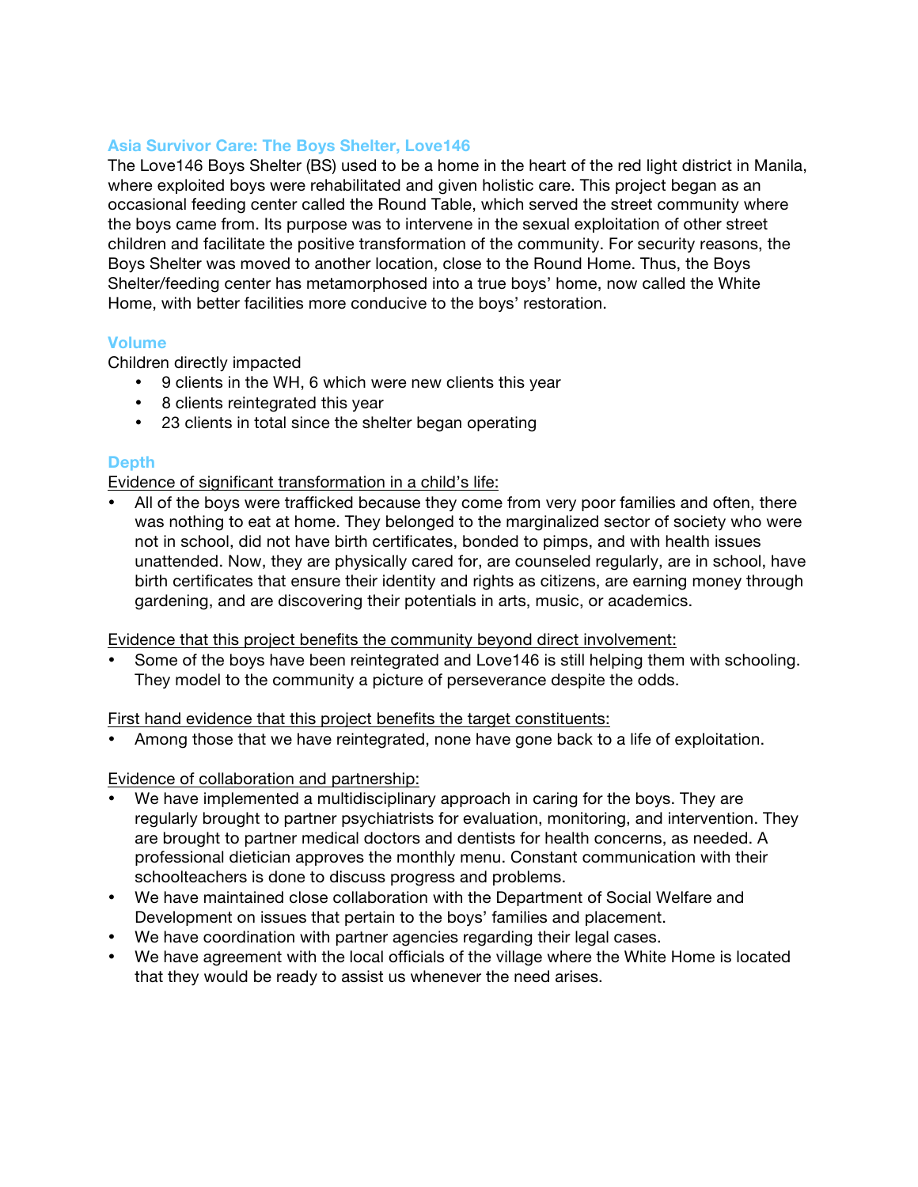## Asia Survivor Care: The Boys Shelter, Love146

The Love146 Boys Shelter (BS) used to be a home in the heart of the red light district in Manila, where exploited boys were rehabilitated and given holistic care. This project began as an occasional feeding center called the Round Table, which served the street community where the boys came from. Its purpose was to intervene in the sexual exploitation of other street children and facilitate the positive transformation of the community. For security reasons, the Boys Shelter was moved to another location, close to the Round Home. Thus, the Boys Shelter/feeding center has metamorphosed into a true boys' home, now called the White Home, with better facilities more conducive to the boys' restoration.

### Volume

Children directly impacted

- 9 clients in the WH, 6 which were new clients this year
- 8 clients reintegrated this year
- 23 clients in total since the shelter began operating

### Depth

<u>Evidence of significant transformation in a child's life:</u>

- All of the boys were trafficked because they come from very poor families and often, there was nothing to eat at home. They belonged to the marginalized sector of society who were not in school, did not have birth certificates, bonded to pimps, and with health issues unattended. Now, they are physically cared for, are counseled regularly, are in school, have birth certificates that ensure their identity and rights as citizens, are earning money through gardening, and are discovering their potentials in arts, music, or academics.

<u>Evidence that this project benefits the community beyond direct involvement:</u>

- Some of the boys have been reintegrated and Love146 is still helping them with schooling. They model to the community a picture of perseverance despite the odds.

<u>First hand evidence that this project benefits the target constituents:</u>

- Among those that we have reintegrated, none have gone back to a life of exploitation.

<u>Evidence of collaboration and partnership:</u>

- We have implemented a multidisciplinary approach in caring for the boys. They are regularly brought to partner psychiatrists for evaluation, monitoring, and intervention. They are brought to partner medical doctors and dentists for health concerns, as needed. A professional dietician approves the monthly menu. Constant communication with their schoolteachers is done to discuss progress and problems.
- We have maintained close collaboration with the Department of Social Welfare and Development on issues that pertain to the boys' families and placement.
- We have coordination with partner agencies regarding their legal cases.
- We have agreement with the local officials of the village where the White Home is located that they would be ready to assist us whenever the need arises.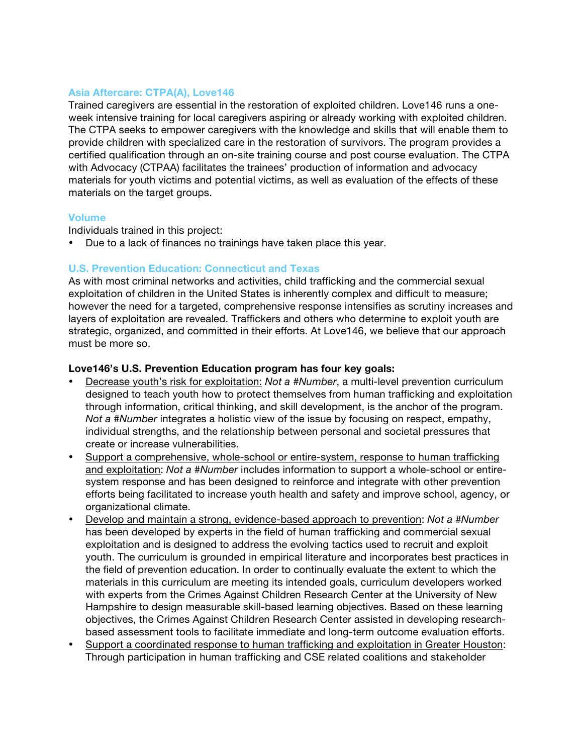### Asia Aftercare: CTPA(A), Love146

Trained caregivers are essential in the restoration of exploited children. Love146 runs a one-week intensive training for local caregivers aspiring or already working with exploited children. The CTPA seeks to empower caregivers with the knowledge and skills that will enable them to provide children with specialized care in the restoration of survivors. The program provides a certified qualification through an on-site training course and post course evaluation. The CTPA with Advocacy (CTPAA) facilitates the trainees' production of information and advocacy materials for youth victims and potential victims, as well as evaluation of the effects of these materials on the target groups.

### Volume

Individuals trained in this project:

- Due to a lack of finances no trainings have taken place this year.

### U.S. Prevention Education: Connecticut and Texas

As with most criminal networks and activities, child trafficking and the commercial sexual exploitation of children in the United States is inherently complex and difficult to measure; however the need for a targeted, comprehensive response intensifies as scrutiny increases and layers of exploitation are revealed. Traffickers and others who determine to exploit youth are strategic, organized, and committed in their efforts. At Love146, we believe that our approach must be more so.

**Love146's U.S. Prevention Education program has four key goals:**

- <u>Decrease youth's risk for exploitation:</u> *Not a #Number*, a multi-level prevention curriculum designed to teach youth how to protect themselves from human trafficking and exploitation through information, critical thinking, and skill development, is the anchor of the program. *Not a #Number* integrates a holistic view of the issue by focusing on respect, empathy, individual strengths, and the relationship between personal and societal pressures that create or increase vulnerabilities.
- <u>Support a comprehensive, whole-school or entire-system, response to human trafficking and exploitation</u>: *Not a #Number* includes information to support a whole-school or entire-system response and has been designed to reinforce and integrate with other prevention efforts being facilitated to increase youth health and safety and improve school, agency, or organizational climate.
- <u>Develop and maintain a strong, evidence-based approach to prevention</u>: *Not a #Number* has been developed by experts in the field of human trafficking and commercial sexual exploitation and is designed to address the evolving tactics used to recruit and exploit youth. The curriculum is grounded in empirical literature and incorporates best practices in the field of prevention education. In order to continually evaluate the extent to which the materials in this curriculum are meeting its intended goals, curriculum developers worked with experts from the Crimes Against Children Research Center at the University of New Hampshire to design measurable skill-based learning objectives. Based on these learning objectives, the Crimes Against Children Research Center assisted in developing research-based assessment tools to facilitate immediate and long-term outcome evaluation efforts.
- <u>Support a coordinated response to human trafficking and exploitation in Greater Houston</u>: Through participation in human trafficking and CSE related coalitions and stakeholder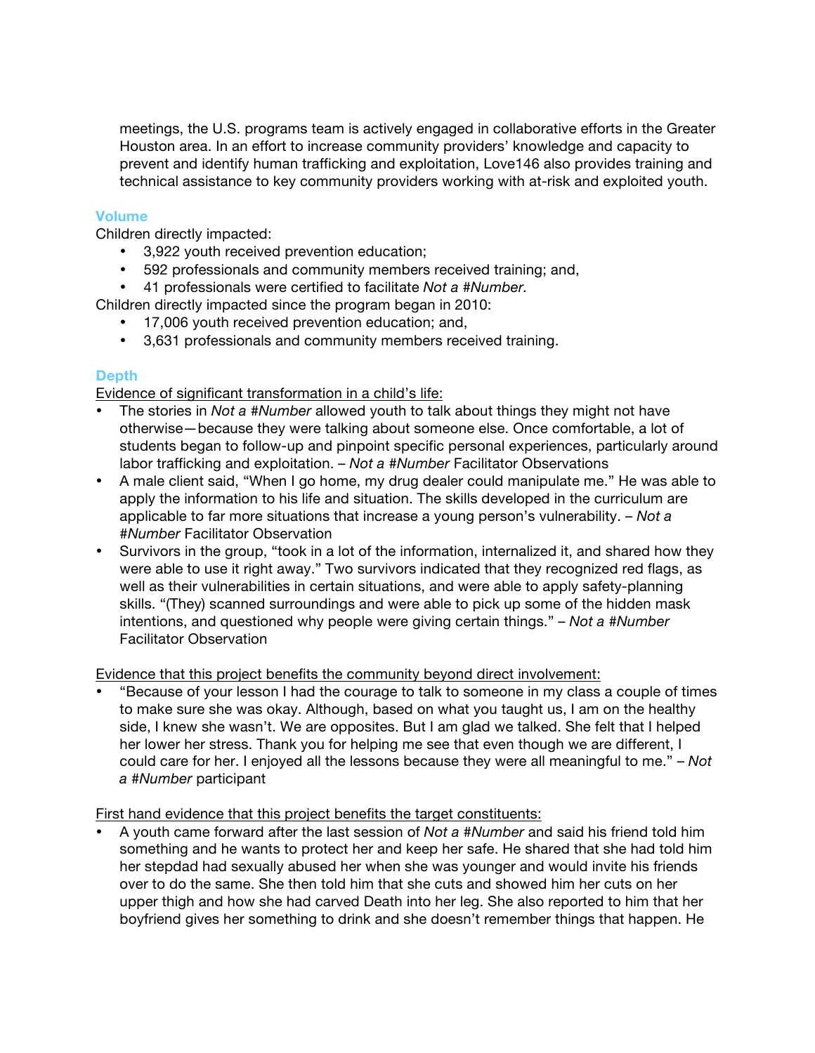meetings, the U.S. programs team is actively engaged in collaborative efforts in the Greater Houston area. In an effort to increase community providers' knowledge and capacity to prevent and identify human trafficking and exploitation, Love146 also provides training and technical assistance to key community providers working with at-risk and exploited youth.

### Volume

Children directly impacted:

- 3,922 youth received prevention education;
- 592 professionals and community members received training; and,
- 41 professionals were certified to facilitate *Not a #Number.*

Children directly impacted since the program began in 2010:

- 17,006 youth received prevention education; and,
- 3,631 professionals and community members received training.

### Depth

<u>Evidence of significant transformation in a child's life:</u>

- The stories in *Not a #Number* allowed youth to talk about things they might not have otherwise—because they were talking about someone else. Once comfortable, a lot of students began to follow-up and pinpoint specific personal experiences, particularly around labor trafficking and exploitation. – *Not a #Number* Facilitator Observations
- A male client said, "When I go home, my drug dealer could manipulate me." He was able to apply the information to his life and situation. The skills developed in the curriculum are applicable to far more situations that increase a young person's vulnerability. – *Not a #Number* Facilitator Observation
- Survivors in the group, "took in a lot of the information, internalized it, and shared how they were able to use it right away." Two survivors indicated that they recognized red flags, as well as their vulnerabilities in certain situations, and were able to apply safety-planning skills. "(They) scanned surroundings and were able to pick up some of the hidden mask intentions, and questioned why people were giving certain things." – *Not a #Number* Facilitator Observation

<u>Evidence that this project benefits the community beyond direct involvement:</u>

- "Because of your lesson I had the courage to talk to someone in my class a couple of times to make sure she was okay. Although, based on what you taught us, I am on the healthy side, I knew she wasn't. We are opposites. But I am glad we talked. She felt that I helped her lower her stress. Thank you for helping me see that even though we are different, I could care for her. I enjoyed all the lessons because they were all meaningful to me." – *Not a #Number* participant

<u>First hand evidence that this project benefits the target constituents:</u>

- A youth came forward after the last session of *Not a #Number* and said his friend told him something and he wants to protect her and keep her safe. He shared that she had told him her stepdad had sexually abused her when she was younger and would invite his friends over to do the same. She then told him that she cuts and showed him her cuts on her upper thigh and how she had carved Death into her leg. She also reported to him that her boyfriend gives her something to drink and she doesn't remember things that happen. He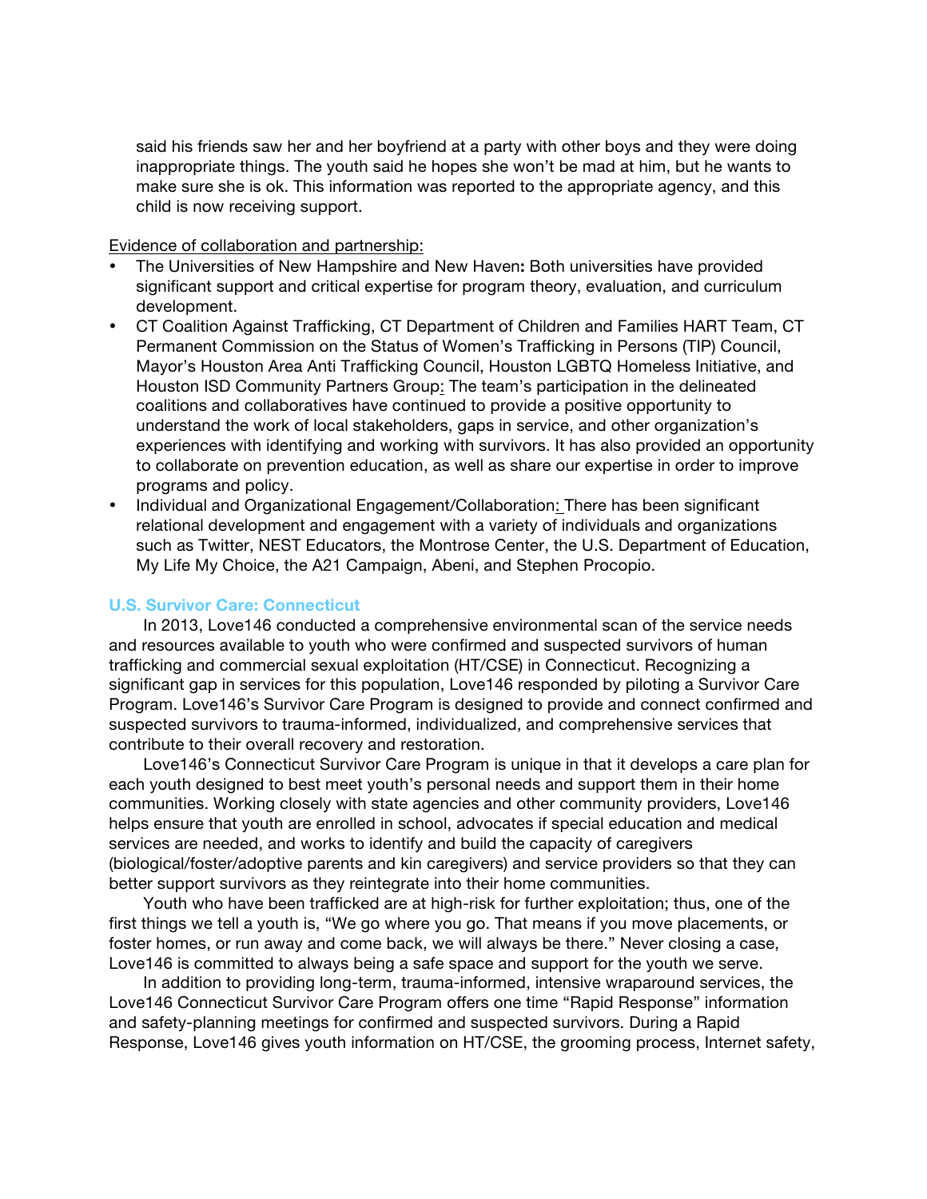said his friends saw her and her boyfriend at a party with other boys and they were doing inappropriate things. The youth said he hopes she won't be mad at him, but he wants to make sure she is ok. This information was reported to the appropriate agency, and this child is now receiving support.

Evidence of collaboration and partnership:

- The Universities of New Hampshire and New Haven**:** Both universities have provided significant support and critical expertise for program theory, evaluation, and curriculum development.
- CT Coalition Against Trafficking, CT Department of Children and Families HART Team, CT Permanent Commission on the Status of Women's Trafficking in Persons (TIP) Council, Mayor's Houston Area Anti Trafficking Council, Houston LGBTQ Homeless Initiative, and Houston ISD Community Partners Group: The team's participation in the delineated coalitions and collaboratives have continued to provide a positive opportunity to understand the work of local stakeholders, gaps in service, and other organization's experiences with identifying and working with survivors. It has also provided an opportunity to collaborate on prevention education, as well as share our expertise in order to improve programs and policy.
- Individual and Organizational Engagement/Collaboration: There has been significant relational development and engagement with a variety of individuals and organizations such as Twitter, NEST Educators, the Montrose Center, the U.S. Department of Education, My Life My Choice, the A21 Campaign, Abeni, and Stephen Procopio.

### U.S. Survivor Care: Connecticut

In 2013, Love146 conducted a comprehensive environmental scan of the service needs and resources available to youth who were confirmed and suspected survivors of human trafficking and commercial sexual exploitation (HT/CSE) in Connecticut. Recognizing a significant gap in services for this population, Love146 responded by piloting a Survivor Care Program. Love146's Survivor Care Program is designed to provide and connect confirmed and suspected survivors to trauma-informed, individualized, and comprehensive services that contribute to their overall recovery and restoration.

Love146's Connecticut Survivor Care Program is unique in that it develops a care plan for each youth designed to best meet youth's personal needs and support them in their home communities. Working closely with state agencies and other community providers, Love146 helps ensure that youth are enrolled in school, advocates if special education and medical services are needed, and works to identify and build the capacity of caregivers (biological/foster/adoptive parents and kin caregivers) and service providers so that they can better support survivors as they reintegrate into their home communities.

Youth who have been trafficked are at high-risk for further exploitation; thus, one of the first things we tell a youth is, "We go where you go. That means if you move placements, or foster homes, or run away and come back, we will always be there." Never closing a case, Love146 is committed to always being a safe space and support for the youth we serve.

In addition to providing long-term, trauma-informed, intensive wraparound services, the Love146 Connecticut Survivor Care Program offers one time "Rapid Response" information and safety-planning meetings for confirmed and suspected survivors. During a Rapid Response, Love146 gives youth information on HT/CSE, the grooming process, Internet safety,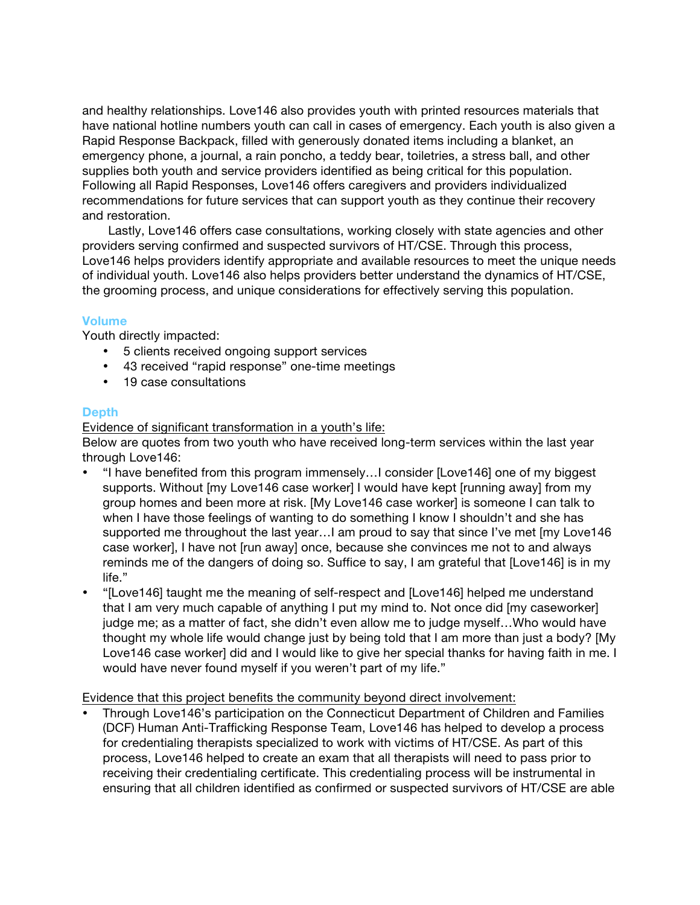and healthy relationships. Love146 also provides youth with printed resources materials that have national hotline numbers youth can call in cases of emergency. Each youth is also given a Rapid Response Backpack, filled with generously donated items including a blanket, an emergency phone, a journal, a rain poncho, a teddy bear, toiletries, a stress ball, and other supplies both youth and service providers identified as being critical for this population. Following all Rapid Responses, Love146 offers caregivers and providers individualized recommendations for future services that can support youth as they continue their recovery and restoration.

Lastly, Love146 offers case consultations, working closely with state agencies and other providers serving confirmed and suspected survivors of HT/CSE. Through this process, Love146 helps providers identify appropriate and available resources to meet the unique needs of individual youth. Love146 also helps providers better understand the dynamics of HT/CSE, the grooming process, and unique considerations for effectively serving this population.

### Volume

Youth directly impacted:

- 5 clients received ongoing support services
- 43 received "rapid response" one-time meetings
- 19 case consultations

### Depth

<u>Evidence of significant transformation in a youth's life:</u>

Below are quotes from two youth who have received long-term services within the last year through Love146:

- "I have benefited from this program immensely…I consider [Love146] one of my biggest supports. Without [my Love146 case worker] I would have kept [running away] from my group homes and been more at risk. [My Love146 case worker] is someone I can talk to when I have those feelings of wanting to do something I know I shouldn't and she has supported me throughout the last year…I am proud to say that since I've met [my Love146 case worker], I have not [run away] once, because she convinces me not to and always reminds me of the dangers of doing so. Suffice to say, I am grateful that [Love146] is in my life."
- "[Love146] taught me the meaning of self-respect and [Love146] helped me understand that I am very much capable of anything I put my mind to. Not once did [my caseworker] judge me; as a matter of fact, she didn't even allow me to judge myself…Who would have thought my whole life would change just by being told that I am more than just a body? [My Love146 case worker] did and I would like to give her special thanks for having faith in me. I would have never found myself if you weren't part of my life."

<u>Evidence that this project benefits the community beyond direct involvement:</u>

- Through Love146's participation on the Connecticut Department of Children and Families (DCF) Human Anti-Trafficking Response Team, Love146 has helped to develop a process for credentialing therapists specialized to work with victims of HT/CSE. As part of this process, Love146 helped to create an exam that all therapists will need to pass prior to receiving their credentialing certificate. This credentialing process will be instrumental in ensuring that all children identified as confirmed or suspected survivors of HT/CSE are able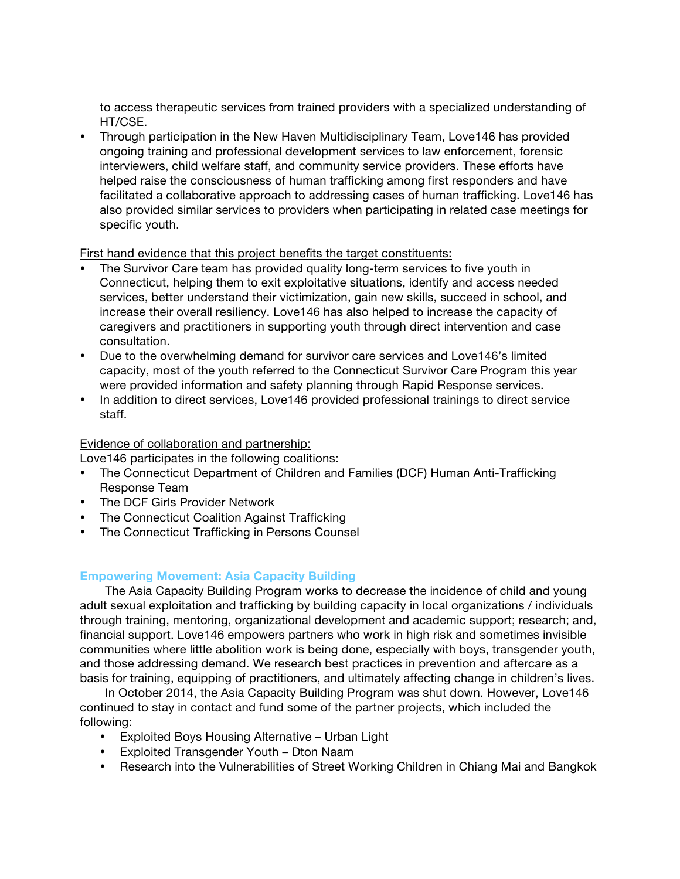to access therapeutic services from trained providers with a specialized understanding of HT/CSE.

- Through participation in the New Haven Multidisciplinary Team, Love146 has provided ongoing training and professional development services to law enforcement, forensic interviewers, child welfare staff, and community service providers. These efforts have helped raise the consciousness of human trafficking among first responders and have facilitated a collaborative approach to addressing cases of human trafficking. Love146 has also provided similar services to providers when participating in related case meetings for specific youth.

<u>First hand evidence that this project benefits the target constituents:</u>

- The Survivor Care team has provided quality long-term services to five youth in Connecticut, helping them to exit exploitative situations, identify and access needed services, better understand their victimization, gain new skills, succeed in school, and increase their overall resiliency. Love146 has also helped to increase the capacity of caregivers and practitioners in supporting youth through direct intervention and case consultation.
- Due to the overwhelming demand for survivor care services and Love146's limited capacity, most of the youth referred to the Connecticut Survivor Care Program this year were provided information and safety planning through Rapid Response services.
- In addition to direct services, Love146 provided professional trainings to direct service staff.

<u>Evidence of collaboration and partnership:</u>

Love146 participates in the following coalitions:

- The Connecticut Department of Children and Families (DCF) Human Anti-Trafficking Response Team
- The DCF Girls Provider Network
- The Connecticut Coalition Against Trafficking
- The Connecticut Trafficking in Persons Counsel

### Empowering Movement: Asia Capacity Building

The Asia Capacity Building Program works to decrease the incidence of child and young adult sexual exploitation and trafficking by building capacity in local organizations / individuals through training, mentoring, organizational development and academic support; research; and, financial support. Love146 empowers partners who work in high risk and sometimes invisible communities where little abolition work is being done, especially with boys, transgender youth, and those addressing demand. We research best practices in prevention and aftercare as a basis for training, equipping of practitioners, and ultimately affecting change in children's lives.

In October 2014, the Asia Capacity Building Program was shut down. However, Love146 continued to stay in contact and fund some of the partner projects, which included the following:

- Exploited Boys Housing Alternative – Urban Light
- Exploited Transgender Youth – Dton Naam
- Research into the Vulnerabilities of Street Working Children in Chiang Mai and Bangkok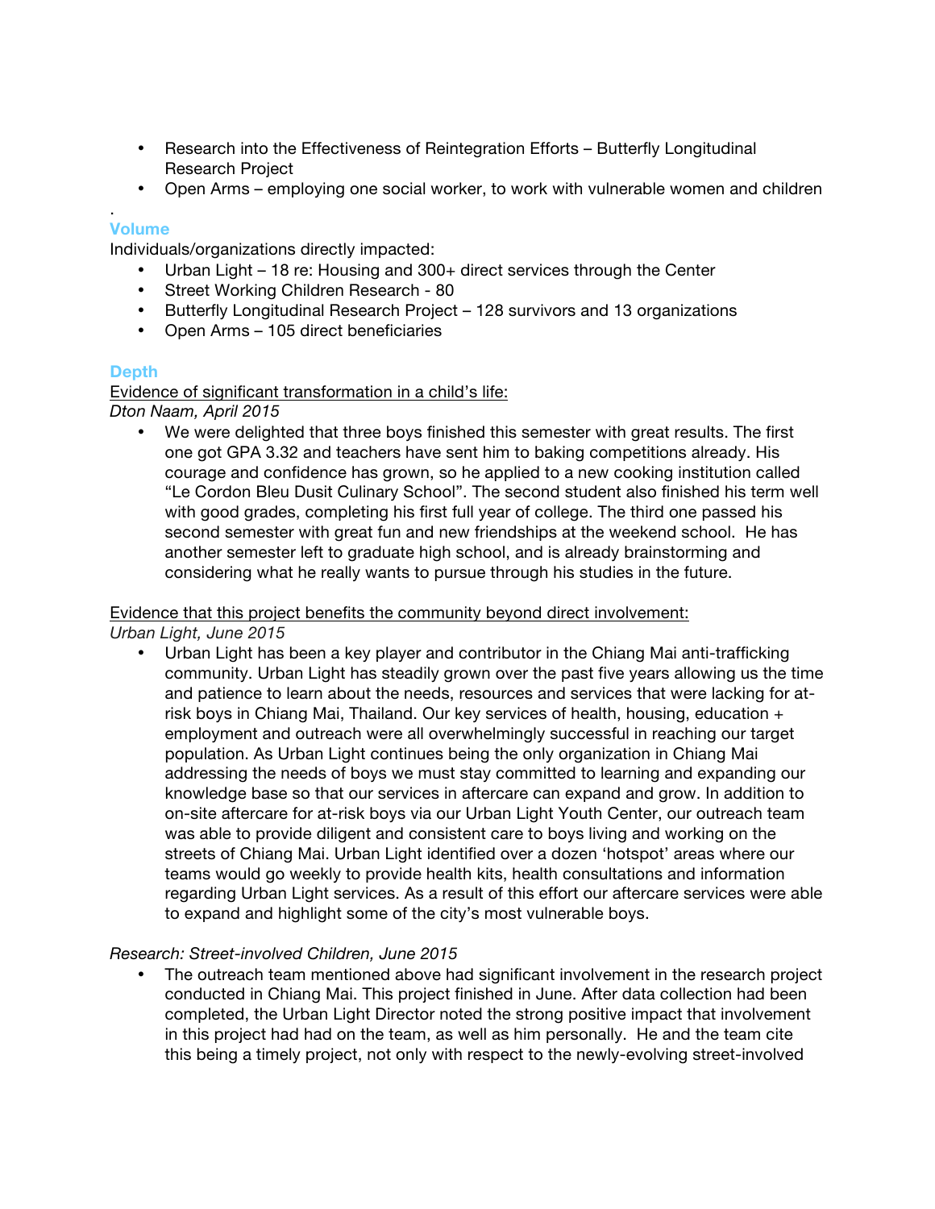- Research into the Effectiveness of Reintegration Efforts – Butterfly Longitudinal Research Project
- Open Arms – employing one social worker, to work with vulnerable women and children

.

### Volume

Individuals/organizations directly impacted:

- Urban Light – 18 re: Housing and 300+ direct services through the Center
- Street Working Children Research - 80
- Butterfly Longitudinal Research Project – 128 survivors and 13 organizations
- Open Arms – 105 direct beneficiaries

### Depth

<u>Evidence of significant transformation in a child's life:</u>

*Dton Naam, April 2015*

- We were delighted that three boys finished this semester with great results. The first one got GPA 3.32 and teachers have sent him to baking competitions already. His courage and confidence has grown, so he applied to a new cooking institution called "Le Cordon Bleu Dusit Culinary School". The second student also finished his term well with good grades, completing his first full year of college. The third one passed his second semester with great fun and new friendships at the weekend school. He has another semester left to graduate high school, and is already brainstorming and considering what he really wants to pursue through his studies in the future.

<u>Evidence that this project benefits the community beyond direct involvement:</u>

*Urban Light, June 2015*

- Urban Light has been a key player and contributor in the Chiang Mai anti-trafficking community. Urban Light has steadily grown over the past five years allowing us the time and patience to learn about the needs, resources and services that were lacking for at-risk boys in Chiang Mai, Thailand. Our key services of health, housing, education + employment and outreach were all overwhelmingly successful in reaching our target population. As Urban Light continues being the only organization in Chiang Mai addressing the needs of boys we must stay committed to learning and expanding our knowledge base so that our services in aftercare can expand and grow. In addition to on-site aftercare for at-risk boys via our Urban Light Youth Center, our outreach team was able to provide diligent and consistent care to boys living and working on the streets of Chiang Mai. Urban Light identified over a dozen 'hotspot' areas where our teams would go weekly to provide health kits, health consultations and information regarding Urban Light services. As a result of this effort our aftercare services were able to expand and highlight some of the city's most vulnerable boys.

*Research: Street-involved Children, June 2015*

- The outreach team mentioned above had significant involvement in the research project conducted in Chiang Mai. This project finished in June. After data collection had been completed, the Urban Light Director noted the strong positive impact that involvement in this project had had on the team, as well as him personally. He and the team cite this being a timely project, not only with respect to the newly-evolving street-involved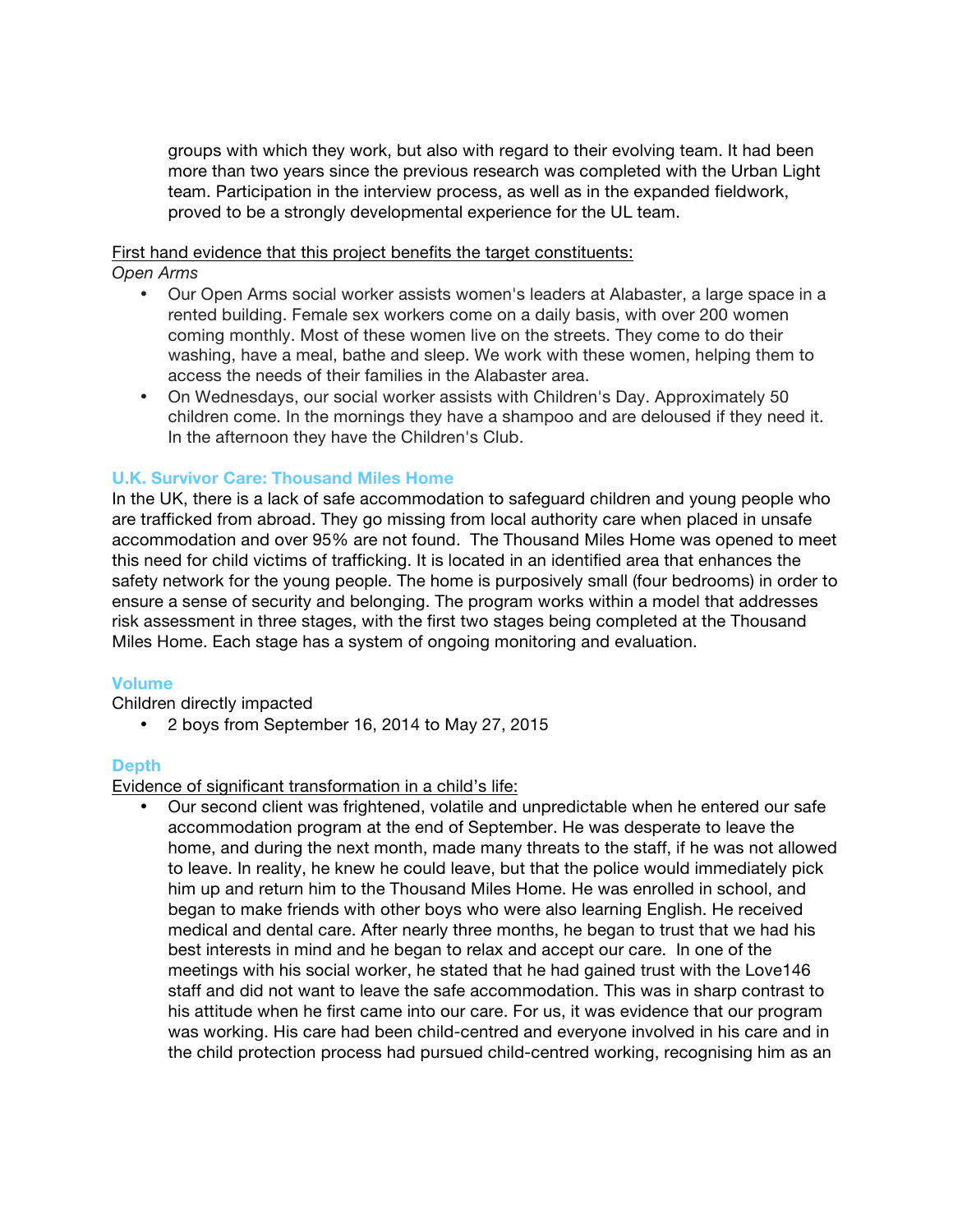groups with which they work, but also with regard to their evolving team. It had been more than two years since the previous research was completed with the Urban Light team. Participation in the interview process, as well as in the expanded fieldwork, proved to be a strongly developmental experience for the UL team.

First hand evidence that this project benefits the target constituents:

*Open Arms*

- Our Open Arms social worker assists women's leaders at Alabaster, a large space in a rented building. Female sex workers come on a daily basis, with over 200 women coming monthly. Most of these women live on the streets. They come to do their washing, have a meal, bathe and sleep. We work with these women, helping them to access the needs of their families in the Alabaster area.
- On Wednesdays, our social worker assists with Children's Day. Approximately 50 children come. In the mornings they have a shampoo and are deloused if they need it. In the afternoon they have the Children's Club.

### U.K. Survivor Care: Thousand Miles Home

In the UK, there is a lack of safe accommodation to safeguard children and young people who are trafficked from abroad. They go missing from local authority care when placed in unsafe accommodation and over 95% are not found. The Thousand Miles Home was opened to meet this need for child victims of trafficking. It is located in an identified area that enhances the safety network for the young people. The home is purposively small (four bedrooms) in order to ensure a sense of security and belonging. The program works within a model that addresses risk assessment in three stages, with the first two stages being completed at the Thousand Miles Home. Each stage has a system of ongoing monitoring and evaluation.

### Volume

Children directly impacted

- 2 boys from September 16, 2014 to May 27, 2015

### Depth

Evidence of significant transformation in a child's life:

- Our second client was frightened, volatile and unpredictable when he entered our safe accommodation program at the end of September. He was desperate to leave the home, and during the next month, made many threats to the staff, if he was not allowed to leave. In reality, he knew he could leave, but that the police would immediately pick him up and return him to the Thousand Miles Home. He was enrolled in school, and began to make friends with other boys who were also learning English. He received medical and dental care. After nearly three months, he began to trust that we had his best interests in mind and he began to relax and accept our care. In one of the meetings with his social worker, he stated that he had gained trust with the Love146 staff and did not want to leave the safe accommodation. This was in sharp contrast to his attitude when he first came into our care. For us, it was evidence that our program was working. His care had been child-centred and everyone involved in his care and in the child protection process had pursued child-centred working, recognising him as an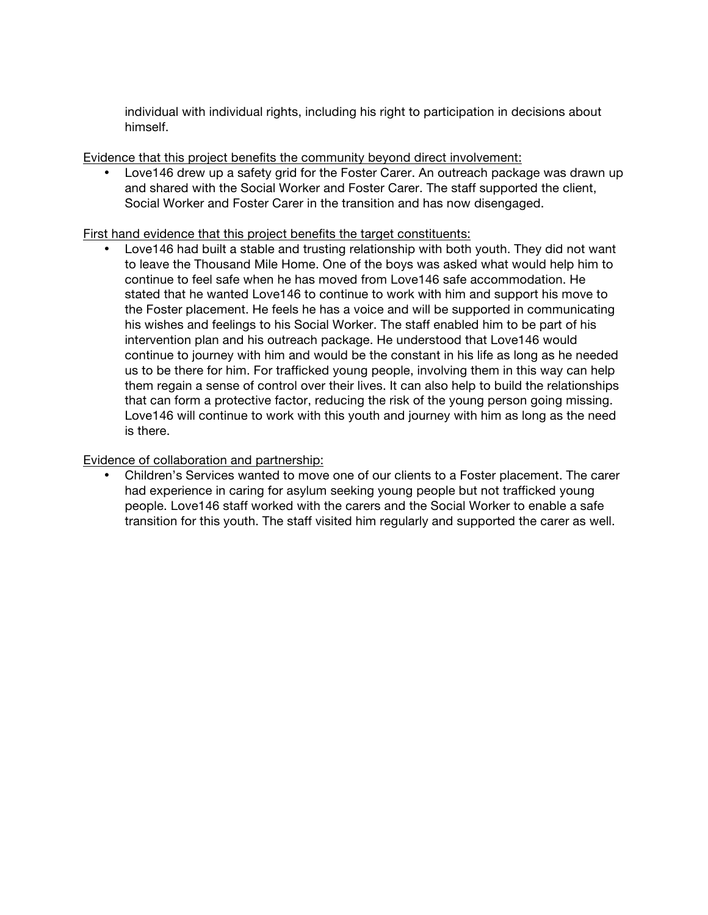individual with individual rights, including his right to participation in decisions about himself.

<u>Evidence that this project benefits the community beyond direct involvement:</u>

- Love146 drew up a safety grid for the Foster Carer. An outreach package was drawn up and shared with the Social Worker and Foster Carer. The staff supported the client, Social Worker and Foster Carer in the transition and has now disengaged.

<u>First hand evidence that this project benefits the target constituents:</u>

- Love146 had built a stable and trusting relationship with both youth. They did not want to leave the Thousand Mile Home. One of the boys was asked what would help him to continue to feel safe when he has moved from Love146 safe accommodation. He stated that he wanted Love146 to continue to work with him and support his move to the Foster placement. He feels he has a voice and will be supported in communicating his wishes and feelings to his Social Worker. The staff enabled him to be part of his intervention plan and his outreach package. He understood that Love146 would continue to journey with him and would be the constant in his life as long as he needed us to be there for him. For trafficked young people, involving them in this way can help them regain a sense of control over their lives. It can also help to build the relationships that can form a protective factor, reducing the risk of the young person going missing. Love146 will continue to work with this youth and journey with him as long as the need is there.

<u>Evidence of collaboration and partnership:</u>

- Children's Services wanted to move one of our clients to a Foster placement. The carer had experience in caring for asylum seeking young people but not trafficked young people. Love146 staff worked with the carers and the Social Worker to enable a safe transition for this youth. The staff visited him regularly and supported the carer as well.